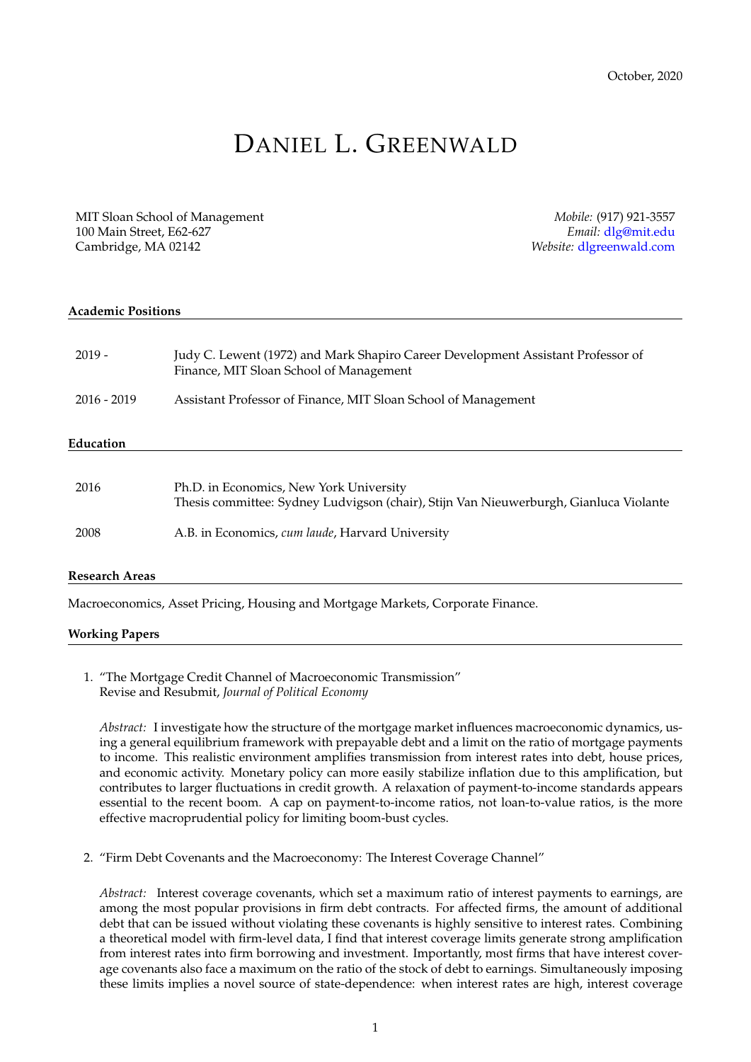October, 2020

# Daniel L. Greenwald

MIT Sloan School of Management
100 Main Street, E62-627
Cambridge, MA 02142

*Mobile:* (917) 921-3557
*Email:* dlg@mit.edu
*Website:* dlgreenwald.com

## Academic Positions

| | |
|---|---|
| 2019 - | Judy C. Lewent (1972) and Mark Shapiro Career Development Assistant Professor of Finance, MIT Sloan School of Management |
| 2016 - 2019 | Assistant Professor of Finance, MIT Sloan School of Management |

## Education

| | |
|---|---|
| 2016 | Ph.D. in Economics, New York University<br>Thesis committee: Sydney Ludvigson (chair), Stijn Van Nieuwerburgh, Gianluca Violante |
| 2008 | A.B. in Economics, *cum laude*, Harvard University |

## Research Areas

Macroeconomics, Asset Pricing, Housing and Mortgage Markets, Corporate Finance.

## Working Papers

1. "The Mortgage Credit Channel of Macroeconomic Transmission"
   Revise and Resubmit, *Journal of Political Economy*

   *Abstract:* I investigate how the structure of the mortgage market influences macroeconomic dynamics, using a general equilibrium framework with prepayable debt and a limit on the ratio of mortgage payments to income. This realistic environment amplifies transmission from interest rates into debt, house prices, and economic activity. Monetary policy can more easily stabilize inflation due to this amplification, but contributes to larger fluctuations in credit growth. A relaxation of payment-to-income standards appears essential to the recent boom. A cap on payment-to-income ratios, not loan-to-value ratios, is the more effective macroprudential policy for limiting boom-bust cycles.

2. "Firm Debt Covenants and the Macroeconomy: The Interest Coverage Channel"

   *Abstract:* Interest coverage covenants, which set a maximum ratio of interest payments to earnings, are among the most popular provisions in firm debt contracts. For affected firms, the amount of additional debt that can be issued without violating these covenants is highly sensitive to interest rates. Combining a theoretical model with firm-level data, I find that interest coverage limits generate strong amplification from interest rates into firm borrowing and investment. Importantly, most firms that have interest coverage covenants also face a maximum on the ratio of the stock of debt to earnings. Simultaneously imposing these limits implies a novel source of state-dependence: when interest rates are high, interest coverage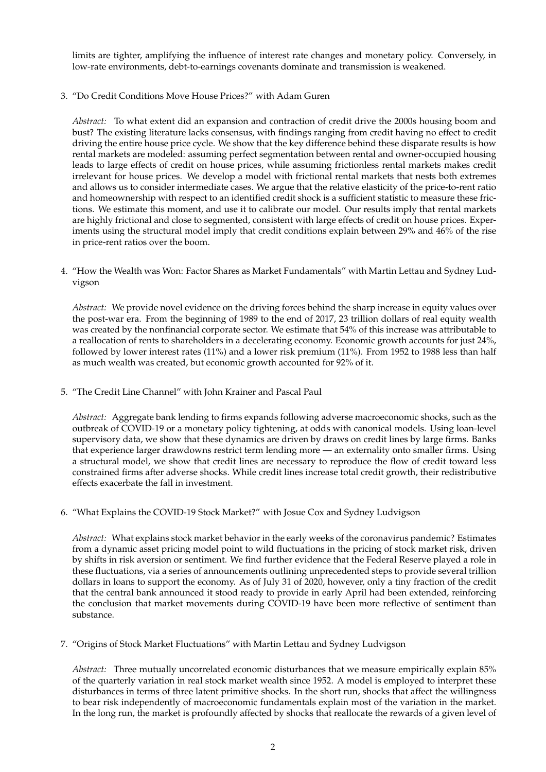limits are tighter, amplifying the influence of interest rate changes and monetary policy. Conversely, in low-rate environments, debt-to-earnings covenants dominate and transmission is weakened.

3. "Do Credit Conditions Move House Prices?" with Adam Guren

   *Abstract:* To what extent did an expansion and contraction of credit drive the 2000s housing boom and bust? The existing literature lacks consensus, with findings ranging from credit having no effect to credit driving the entire house price cycle. We show that the key difference behind these disparate results is how rental markets are modeled: assuming perfect segmentation between rental and owner-occupied housing leads to large effects of credit on house prices, while assuming frictionless rental markets makes credit irrelevant for house prices. We develop a model with frictional rental markets that nests both extremes and allows us to consider intermediate cases. We argue that the relative elasticity of the price-to-rent ratio and homeownership with respect to an identified credit shock is a sufficient statistic to measure these frictions. We estimate this moment, and use it to calibrate our model. Our results imply that rental markets are highly frictional and close to segmented, consistent with large effects of credit on house prices. Experiments using the structural model imply that credit conditions explain between 29% and 46% of the rise in price-rent ratios over the boom.

4. "How the Wealth was Won: Factor Shares as Market Fundamentals" with Martin Lettau and Sydney Ludvigson

   *Abstract:* We provide novel evidence on the driving forces behind the sharp increase in equity values over the post-war era. From the beginning of 1989 to the end of 2017, 23 trillion dollars of real equity wealth was created by the nonfinancial corporate sector. We estimate that 54% of this increase was attributable to a reallocation of rents to shareholders in a decelerating economy. Economic growth accounts for just 24%, followed by lower interest rates (11%) and a lower risk premium (11%). From 1952 to 1988 less than half as much wealth was created, but economic growth accounted for 92% of it.

5. "The Credit Line Channel" with John Krainer and Pascal Paul

   *Abstract:* Aggregate bank lending to firms expands following adverse macroeconomic shocks, such as the outbreak of COVID-19 or a monetary policy tightening, at odds with canonical models. Using loan-level supervisory data, we show that these dynamics are driven by draws on credit lines by large firms. Banks that experience larger drawdowns restrict term lending more — an externality onto smaller firms. Using a structural model, we show that credit lines are necessary to reproduce the flow of credit toward less constrained firms after adverse shocks. While credit lines increase total credit growth, their redistributive effects exacerbate the fall in investment.

6. "What Explains the COVID-19 Stock Market?" with Josue Cox and Sydney Ludvigson

   *Abstract:* What explains stock market behavior in the early weeks of the coronavirus pandemic? Estimates from a dynamic asset pricing model point to wild fluctuations in the pricing of stock market risk, driven by shifts in risk aversion or sentiment. We find further evidence that the Federal Reserve played a role in these fluctuations, via a series of announcements outlining unprecedented steps to provide several trillion dollars in loans to support the economy. As of July 31 of 2020, however, only a tiny fraction of the credit that the central bank announced it stood ready to provide in early April had been extended, reinforcing the conclusion that market movements during COVID-19 have been more reflective of sentiment than substance.

7. "Origins of Stock Market Fluctuations" with Martin Lettau and Sydney Ludvigson

   *Abstract:* Three mutually uncorrelated economic disturbances that we measure empirically explain 85% of the quarterly variation in real stock market wealth since 1952. A model is employed to interpret these disturbances in terms of three latent primitive shocks. In the short run, shocks that affect the willingness to bear risk independently of macroeconomic fundamentals explain most of the variation in the market. In the long run, the market is profoundly affected by shocks that reallocate the rewards of a given level of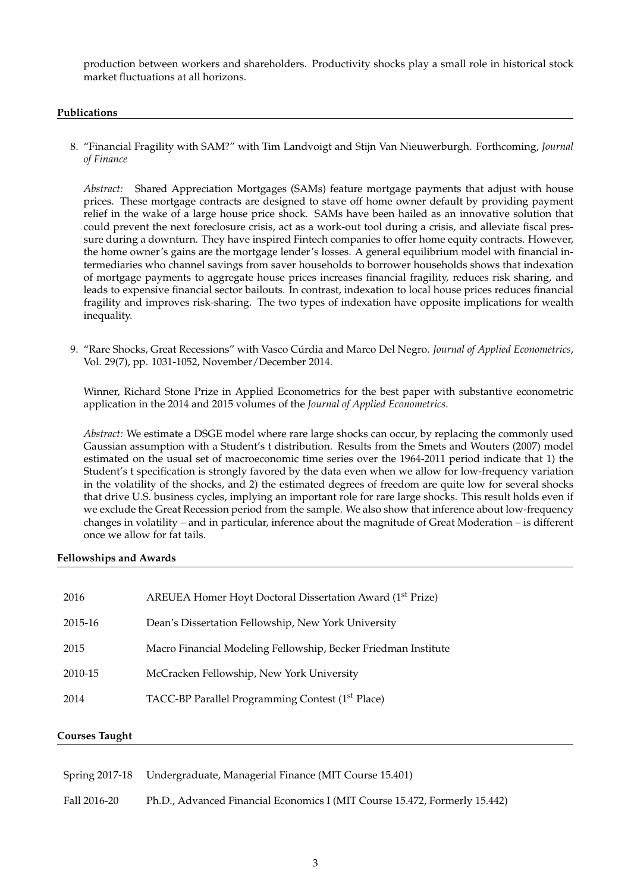production between workers and shareholders. Productivity shocks play a small role in historical stock market fluctuations at all horizons.

## Publications

8. "Financial Fragility with SAM?" with Tim Landvoigt and Stijn Van Nieuwerburgh. Forthcoming, *Journal of Finance*

   *Abstract:* Shared Appreciation Mortgages (SAMs) feature mortgage payments that adjust with house prices. These mortgage contracts are designed to stave off home owner default by providing payment relief in the wake of a large house price shock. SAMs have been hailed as an innovative solution that could prevent the next foreclosure crisis, act as a work-out tool during a crisis, and alleviate fiscal pressure during a downturn. They have inspired Fintech companies to offer home equity contracts. However, the home owner's gains are the mortgage lender's losses. A general equilibrium model with financial intermediaries who channel savings from saver households to borrower households shows that indexation of mortgage payments to aggregate house prices increases financial fragility, reduces risk sharing, and leads to expensive financial sector bailouts. In contrast, indexation to local house prices reduces financial fragility and improves risk-sharing. The two types of indexation have opposite implications for wealth inequality.

9. "Rare Shocks, Great Recessions" with Vasco Cúrdia and Marco Del Negro. *Journal of Applied Econometrics*, Vol. 29(7), pp. 1031-1052, November/December 2014.

   Winner, Richard Stone Prize in Applied Econometrics for the best paper with substantive econometric application in the 2014 and 2015 volumes of the *Journal of Applied Econometrics*.

   *Abstract:* We estimate a DSGE model where rare large shocks can occur, by replacing the commonly used Gaussian assumption with a Student's t distribution. Results from the Smets and Wouters (2007) model estimated on the usual set of macroeconomic time series over the 1964-2011 period indicate that 1) the Student's t specification is strongly favored by the data even when we allow for low-frequency variation in the volatility of the shocks, and 2) the estimated degrees of freedom are quite low for several shocks that drive U.S. business cycles, implying an important role for rare large shocks. This result holds even if we exclude the Great Recession period from the sample. We also show that inference about low-frequency changes in volatility – and in particular, inference about the magnitude of Great Moderation – is different once we allow for fat tails.

## Fellowships and Awards

| | |
|---|---|
| 2016 | AREUEA Homer Hoyt Doctoral Dissertation Award (1st Prize) |
| 2015-16 | Dean's Dissertation Fellowship, New York University |
| 2015 | Macro Financial Modeling Fellowship, Becker Friedman Institute |
| 2010-15 | McCracken Fellowship, New York University |
| 2014 | TACC-BP Parallel Programming Contest (1st Place) |

## Courses Taught

| | |
|---|---|
| Spring 2017-18 | Undergraduate, Managerial Finance (MIT Course 15.401) |
| Fall 2016-20 | Ph.D., Advanced Financial Economics I (MIT Course 15.472, Formerly 15.442) |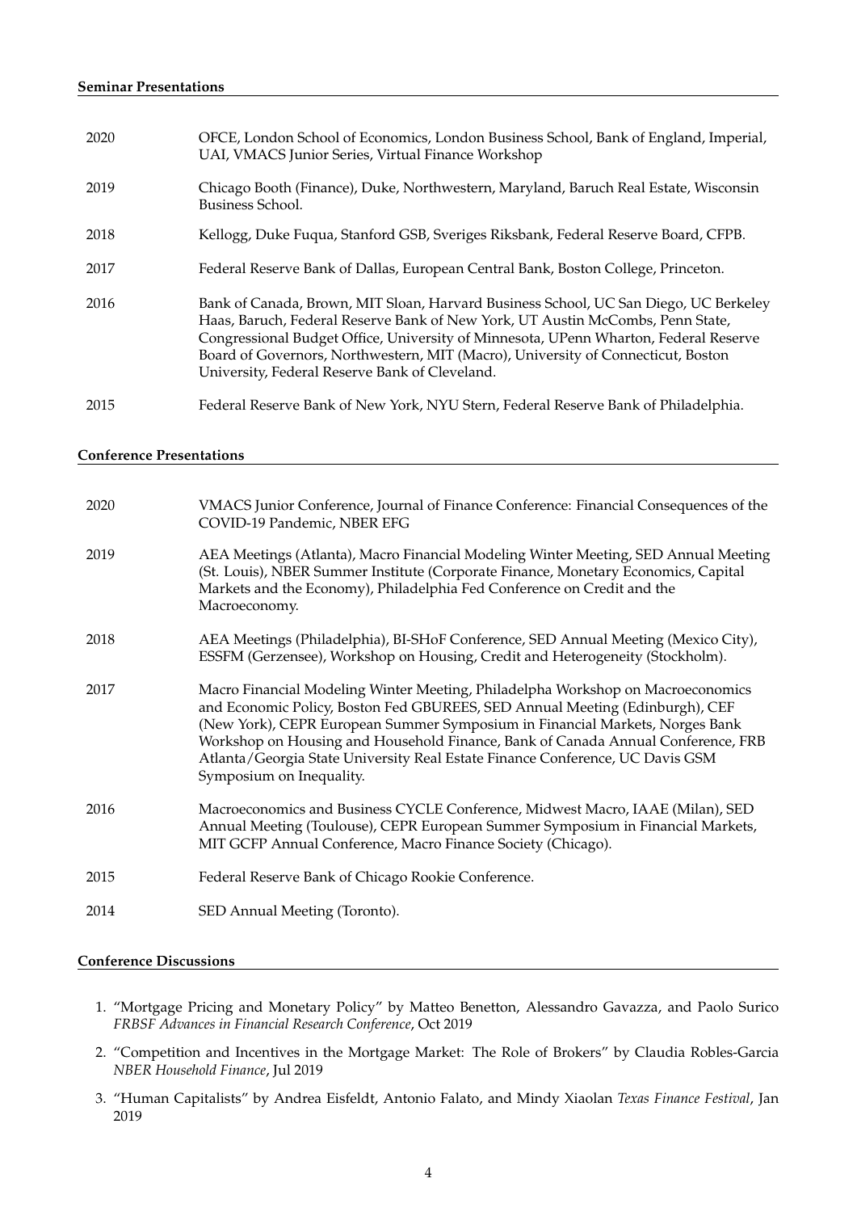**Seminar Presentations**

| | |
|---|---|
| 2020 | OFCE, London School of Economics, London Business School, Bank of England, Imperial, UAI, VMACS Junior Series, Virtual Finance Workshop |
| 2019 | Chicago Booth (Finance), Duke, Northwestern, Maryland, Baruch Real Estate, Wisconsin Business School. |
| 2018 | Kellogg, Duke Fuqua, Stanford GSB, Sveriges Riksbank, Federal Reserve Board, CFPB. |
| 2017 | Federal Reserve Bank of Dallas, European Central Bank, Boston College, Princeton. |
| 2016 | Bank of Canada, Brown, MIT Sloan, Harvard Business School, UC San Diego, UC Berkeley Haas, Baruch, Federal Reserve Bank of New York, UT Austin McCombs, Penn State, Congressional Budget Office, University of Minnesota, UPenn Wharton, Federal Reserve Board of Governors, Northwestern, MIT (Macro), University of Connecticut, Boston University, Federal Reserve Bank of Cleveland. |
| 2015 | Federal Reserve Bank of New York, NYU Stern, Federal Reserve Bank of Philadelphia. |

**Conference Presentations**

| | |
|---|---|
| 2020 | VMACS Junior Conference, Journal of Finance Conference: Financial Consequences of the COVID-19 Pandemic, NBER EFG |
| 2019 | AEA Meetings (Atlanta), Macro Financial Modeling Winter Meeting, SED Annual Meeting (St. Louis), NBER Summer Institute (Corporate Finance, Monetary Economics, Capital Markets and the Economy), Philadelphia Fed Conference on Credit and the Macroeconomy. |
| 2018 | AEA Meetings (Philadelphia), BI-SHoF Conference, SED Annual Meeting (Mexico City), ESSFM (Gerzensee), Workshop on Housing, Credit and Heterogeneity (Stockholm). |
| 2017 | Macro Financial Modeling Winter Meeting, Philadelpha Workshop on Macroeconomics and Economic Policy, Boston Fed GBUREES, SED Annual Meeting (Edinburgh), CEF (New York), CEPR European Summer Symposium in Financial Markets, Norges Bank Workshop on Housing and Household Finance, Bank of Canada Annual Conference, FRB Atlanta/Georgia State University Real Estate Finance Conference, UC Davis GSM Symposium on Inequality. |
| 2016 | Macroeconomics and Business CYCLE Conference, Midwest Macro, IAAE (Milan), SED Annual Meeting (Toulouse), CEPR European Summer Symposium in Financial Markets, MIT GCFP Annual Conference, Macro Finance Society (Chicago). |
| 2015 | Federal Reserve Bank of Chicago Rookie Conference. |
| 2014 | SED Annual Meeting (Toronto). |

**Conference Discussions**

1. "Mortgage Pricing and Monetary Policy" by Matteo Benetton, Alessandro Gavazza, and Paolo Surico *FRBSF Advances in Financial Research Conference*, Oct 2019
2. "Competition and Incentives in the Mortgage Market: The Role of Brokers" by Claudia Robles-Garcia *NBER Household Finance*, Jul 2019
3. "Human Capitalists" by Andrea Eisfeldt, Antonio Falato, and Mindy Xiaolan *Texas Finance Festival*, Jan 2019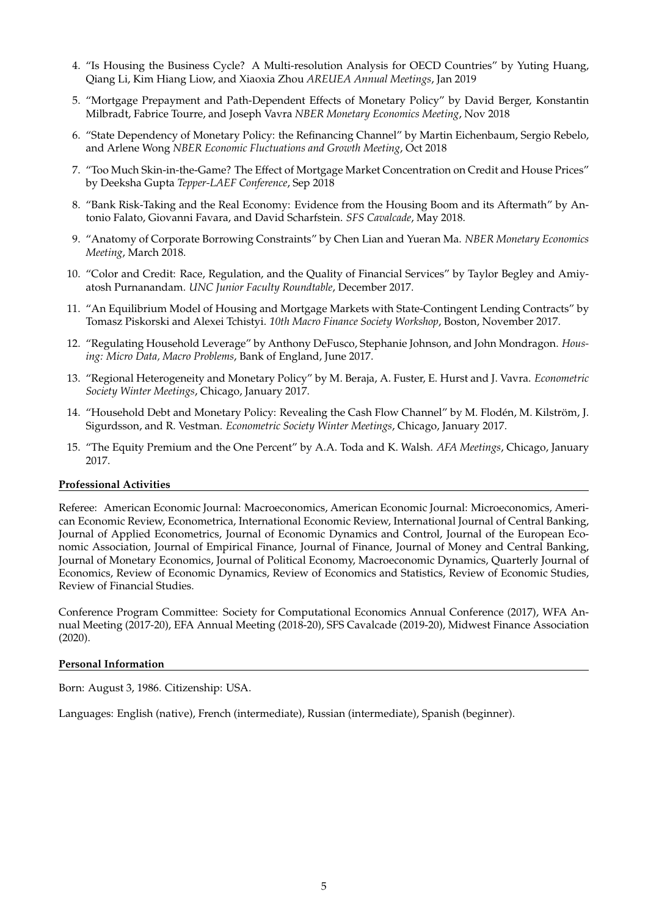4. "Is Housing the Business Cycle? A Multi-resolution Analysis for OECD Countries" by Yuting Huang, Qiang Li, Kim Hiang Liow, and Xiaoxia Zhou *AREUEA Annual Meetings*, Jan 2019

5. "Mortgage Prepayment and Path-Dependent Effects of Monetary Policy" by David Berger, Konstantin Milbradt, Fabrice Tourre, and Joseph Vavra *NBER Monetary Economics Meeting*, Nov 2018

6. "State Dependency of Monetary Policy: the Refinancing Channel" by Martin Eichenbaum, Sergio Rebelo, and Arlene Wong *NBER Economic Fluctuations and Growth Meeting*, Oct 2018

7. "Too Much Skin-in-the-Game? The Effect of Mortgage Market Concentration on Credit and House Prices" by Deeksha Gupta *Tepper-LAEF Conference*, Sep 2018

8. "Bank Risk-Taking and the Real Economy: Evidence from the Housing Boom and its Aftermath" by Antonio Falato, Giovanni Favara, and David Scharfstein. *SFS Cavalcade*, May 2018.

9. "Anatomy of Corporate Borrowing Constraints" by Chen Lian and Yueran Ma. *NBER Monetary Economics Meeting*, March 2018.

10. "Color and Credit: Race, Regulation, and the Quality of Financial Services" by Taylor Begley and Amiyatosh Purnanandam. *UNC Junior Faculty Roundtable*, December 2017.

11. "An Equilibrium Model of Housing and Mortgage Markets with State-Contingent Lending Contracts" by Tomasz Piskorski and Alexei Tchistyi. *10th Macro Finance Society Workshop*, Boston, November 2017.

12. "Regulating Household Leverage" by Anthony DeFusco, Stephanie Johnson, and John Mondragon. *Housing: Micro Data, Macro Problems*, Bank of England, June 2017.

13. "Regional Heterogeneity and Monetary Policy" by M. Beraja, A. Fuster, E. Hurst and J. Vavra. *Econometric Society Winter Meetings*, Chicago, January 2017.

14. "Household Debt and Monetary Policy: Revealing the Cash Flow Channel" by M. Flodén, M. Kilström, J. Sigurdsson, and R. Vestman. *Econometric Society Winter Meetings*, Chicago, January 2017.

15. "The Equity Premium and the One Percent" by A.A. Toda and K. Walsh. *AFA Meetings*, Chicago, January 2017.

**Professional Activities**

Referee: American Economic Journal: Macroeconomics, American Economic Journal: Microeconomics, American Economic Review, Econometrica, International Economic Review, International Journal of Central Banking, Journal of Applied Econometrics, Journal of Economic Dynamics and Control, Journal of the European Economic Association, Journal of Empirical Finance, Journal of Finance, Journal of Money and Central Banking, Journal of Monetary Economics, Journal of Political Economy, Macroeconomic Dynamics, Quarterly Journal of Economics, Review of Economic Dynamics, Review of Economics and Statistics, Review of Economic Studies, Review of Financial Studies.

Conference Program Committee: Society for Computational Economics Annual Conference (2017), WFA Annual Meeting (2017-20), EFA Annual Meeting (2018-20), SFS Cavalcade (2019-20), Midwest Finance Association (2020).

**Personal Information**

Born: August 3, 1986. Citizenship: USA.

Languages: English (native), French (intermediate), Russian (intermediate), Spanish (beginner).